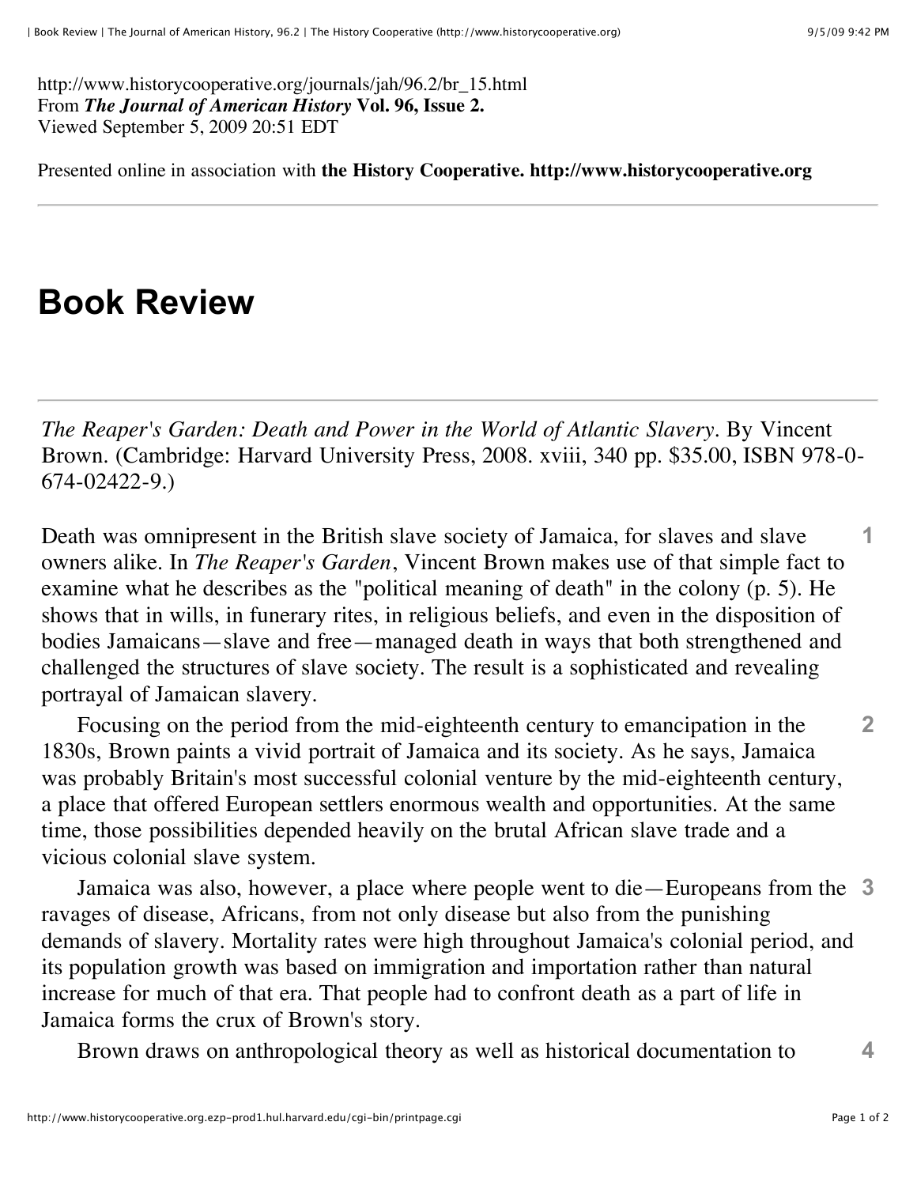http://www.historycooperative.org/journals/jah/96.2/br_15.html
From ***The Journal of American History* Vol. 96, Issue 2.**
Viewed September 5, 2009 20:51 EDT

Presented online in association with **the History Cooperative. http://www.historycooperative.org**

---

# Book Review

---

*The Reaper's Garden: Death and Power in the World of Atlantic Slavery*. By Vincent Brown. (Cambridge: Harvard University Press, 2008. xviii, 340 pp. $35.00, ISBN 978-0-674-02422-9.)

Death was omnipresent in the British slave society of Jamaica, for slaves and slave owners alike. In *The Reaper's Garden*, Vincent Brown makes use of that simple fact to examine what he describes as the "political meaning of death" in the colony (p. 5). He shows that in wills, in funerary rites, in religious beliefs, and even in the disposition of bodies Jamaicans—slave and free—managed death in ways that both strengthened and challenged the structures of slave society. The result is a sophisticated and revealing portrayal of Jamaican slavery.

Focusing on the period from the mid-eighteenth century to emancipation in the 1830s, Brown paints a vivid portrait of Jamaica and its society. As he says, Jamaica was probably Britain's most successful colonial venture by the mid-eighteenth century, a place that offered European settlers enormous wealth and opportunities. At the same time, those possibilities depended heavily on the brutal African slave trade and a vicious colonial slave system.

Jamaica was also, however, a place where people went to die—Europeans from the ravages of disease, Africans, from not only disease but also from the punishing demands of slavery. Mortality rates were high throughout Jamaica's colonial period, and its population growth was based on immigration and importation rather than natural increase for much of that era. That people had to confront death as a part of life in Jamaica forms the crux of Brown's story.

Brown draws on anthropological theory as well as historical documentation to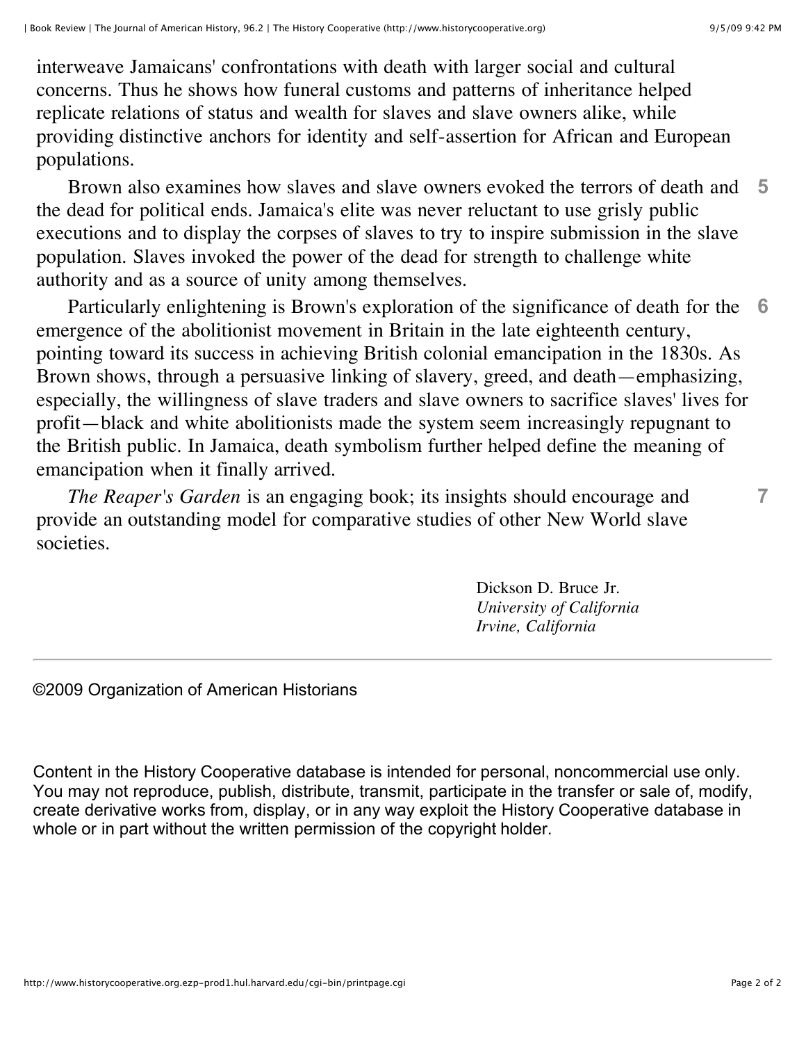interweave Jamaicans' confrontations with death with larger social and cultural concerns. Thus he shows how funeral customs and patterns of inheritance helped replicate relations of status and wealth for slaves and slave owners alike, while providing distinctive anchors for identity and self-assertion for African and European populations.

Brown also examines how slaves and slave owners evoked the terrors of death and the dead for political ends. Jamaica's elite was never reluctant to use grisly public executions and to display the corpses of slaves to try to inspire submission in the slave population. Slaves invoked the power of the dead for strength to challenge white authority and as a source of unity among themselves.

Particularly enlightening is Brown's exploration of the significance of death for the emergence of the abolitionist movement in Britain in the late eighteenth century, pointing toward its success in achieving British colonial emancipation in the 1830s. As Brown shows, through a persuasive linking of slavery, greed, and death—emphasizing, especially, the willingness of slave traders and slave owners to sacrifice slaves' lives for profit—black and white abolitionists made the system seem increasingly repugnant to the British public. In Jamaica, death symbolism further helped define the meaning of emancipation when it finally arrived.

*The Reaper's Garden* is an engaging book; its insights should encourage and provide an outstanding model for comparative studies of other New World slave societies.

Dickson D. Bruce Jr.
*University of California*
*Irvine, California*

---

©2009 Organization of American Historians

Content in the History Cooperative database is intended for personal, noncommercial use only. You may not reproduce, publish, distribute, transmit, participate in the transfer or sale of, modify, create derivative works from, display, or in any way exploit the History Cooperative database in whole or in part without the written permission of the copyright holder.